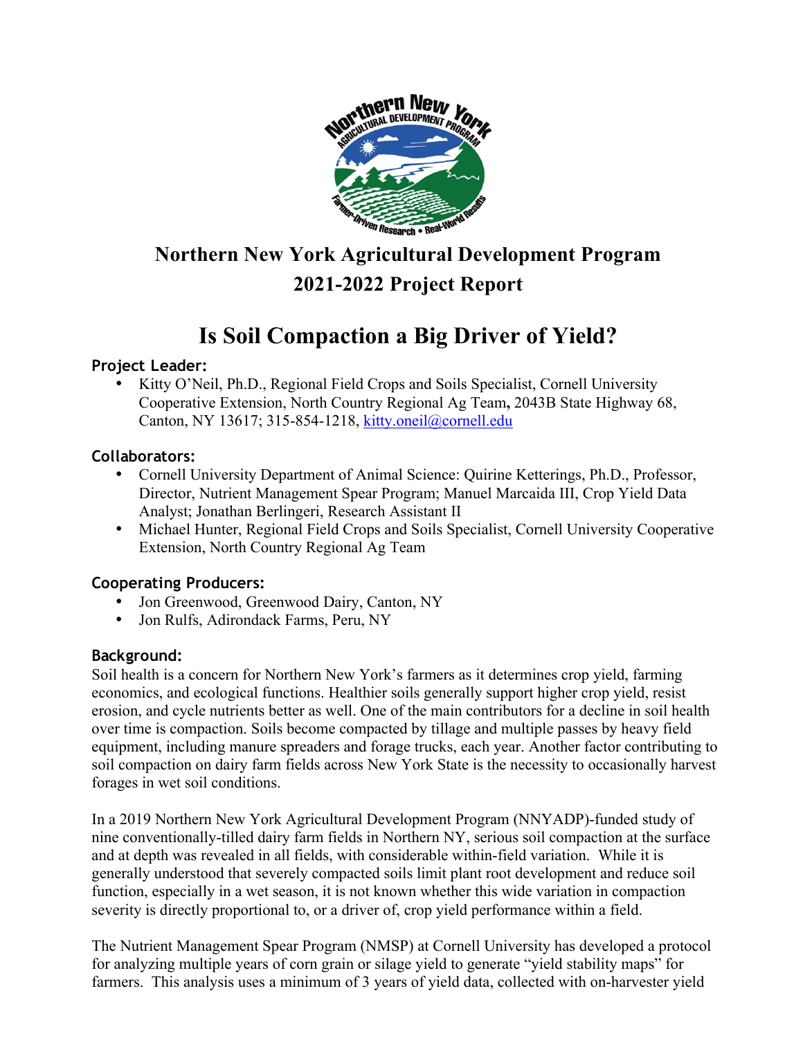# Northern New York Agricultural Development Program 2021-2022 Project Report

# Is Soil Compaction a Big Driver of Yield?

### Project Leader:

- Kitty O'Neil, Ph.D., Regional Field Crops and Soils Specialist, Cornell University Cooperative Extension, North Country Regional Ag Team, 2043B State Highway 68, Canton, NY 13617; 315-854-1218, kitty.oneil@cornell.edu

### Collaborators:

- Cornell University Department of Animal Science: Quirine Ketterings, Ph.D., Professor, Director, Nutrient Management Spear Program; Manuel Marcaida III, Crop Yield Data Analyst; Jonathan Berlingeri, Research Assistant II
- Michael Hunter, Regional Field Crops and Soils Specialist, Cornell University Cooperative Extension, North Country Regional Ag Team

### Cooperating Producers:

- Jon Greenwood, Greenwood Dairy, Canton, NY
- Jon Rulfs, Adirondack Farms, Peru, NY

### Background:

Soil health is a concern for Northern New York's farmers as it determines crop yield, farming economics, and ecological functions. Healthier soils generally support higher crop yield, resist erosion, and cycle nutrients better as well. One of the main contributors for a decline in soil health over time is compaction. Soils become compacted by tillage and multiple passes by heavy field equipment, including manure spreaders and forage trucks, each year. Another factor contributing to soil compaction on dairy farm fields across New York State is the necessity to occasionally harvest forages in wet soil conditions.

In a 2019 Northern New York Agricultural Development Program (NNYADP)-funded study of nine conventionally-tilled dairy farm fields in Northern NY, serious soil compaction at the surface and at depth was revealed in all fields, with considerable within-field variation. While it is generally understood that severely compacted soils limit plant root development and reduce soil function, especially in a wet season, it is not known whether this wide variation in compaction severity is directly proportional to, or a driver of, crop yield performance within a field.

The Nutrient Management Spear Program (NMSP) at Cornell University has developed a protocol for analyzing multiple years of corn grain or silage yield to generate "yield stability maps" for farmers. This analysis uses a minimum of 3 years of yield data, collected with on-harvester yield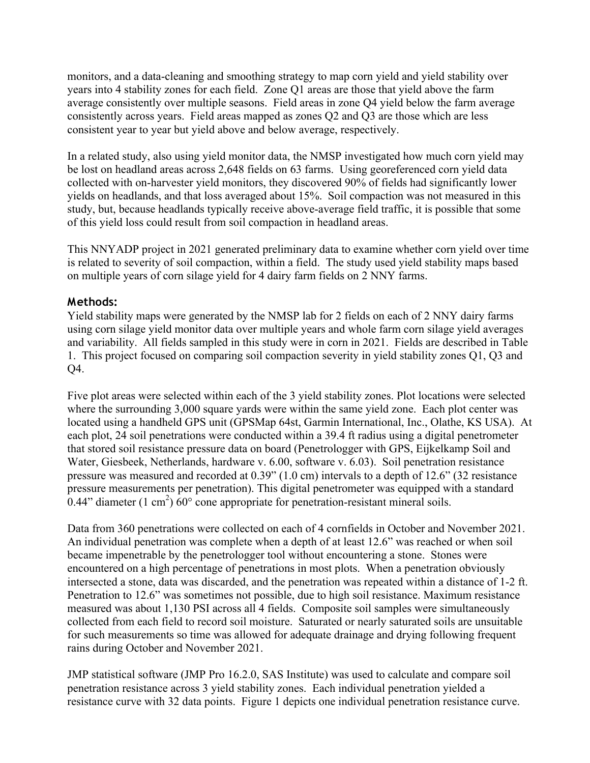monitors, and a data-cleaning and smoothing strategy to map corn yield and yield stability over years into 4 stability zones for each field. Zone Q1 areas are those that yield above the farm average consistently over multiple seasons. Field areas in zone Q4 yield below the farm average consistently across years. Field areas mapped as zones Q2 and Q3 are those which are less consistent year to year but yield above and below average, respectively.

In a related study, also using yield monitor data, the NMSP investigated how much corn yield may be lost on headland areas across 2,648 fields on 63 farms. Using georeferenced corn yield data collected with on-harvester yield monitors, they discovered 90% of fields had significantly lower yields on headlands, and that loss averaged about 15%. Soil compaction was not measured in this study, but, because headlands typically receive above-average field traffic, it is possible that some of this yield loss could result from soil compaction in headland areas.

This NNYADP project in 2021 generated preliminary data to examine whether corn yield over time is related to severity of soil compaction, within a field. The study used yield stability maps based on multiple years of corn silage yield for 4 dairy farm fields on 2 NNY farms.

## Methods:

Yield stability maps were generated by the NMSP lab for 2 fields on each of 2 NNY dairy farms using corn silage yield monitor data over multiple years and whole farm corn silage yield averages and variability. All fields sampled in this study were in corn in 2021. Fields are described in Table 1. This project focused on comparing soil compaction severity in yield stability zones Q1, Q3 and Q4.

Five plot areas were selected within each of the 3 yield stability zones. Plot locations were selected where the surrounding 3,000 square yards were within the same yield zone. Each plot center was located using a handheld GPS unit (GPSMap 64st, Garmin International, Inc., Olathe, KS USA). At each plot, 24 soil penetrations were conducted within a 39.4 ft radius using a digital penetrometer that stored soil resistance pressure data on board (Penetrologger with GPS, Eijkelkamp Soil and Water, Giesbeek, Netherlands, hardware v. 6.00, software v. 6.03). Soil penetration resistance pressure was measured and recorded at 0.39" (1.0 cm) intervals to a depth of 12.6" (32 resistance pressure measurements per penetration). This digital penetrometer was equipped with a standard 0.44" diameter (1 $cm^2$) 60° cone appropriate for penetration-resistant mineral soils.

Data from 360 penetrations were collected on each of 4 cornfields in October and November 2021. An individual penetration was complete when a depth of at least 12.6" was reached or when soil became impenetrable by the penetrologger tool without encountering a stone. Stones were encountered on a high percentage of penetrations in most plots. When a penetration obviously intersected a stone, data was discarded, and the penetration was repeated within a distance of 1-2 ft. Penetration to 12.6" was sometimes not possible, due to high soil resistance. Maximum resistance measured was about 1,130 PSI across all 4 fields. Composite soil samples were simultaneously collected from each field to record soil moisture. Saturated or nearly saturated soils are unsuitable for such measurements so time was allowed for adequate drainage and drying following frequent rains during October and November 2021.

JMP statistical software (JMP Pro 16.2.0, SAS Institute) was used to calculate and compare soil penetration resistance across 3 yield stability zones. Each individual penetration yielded a resistance curve with 32 data points. Figure 1 depicts one individual penetration resistance curve.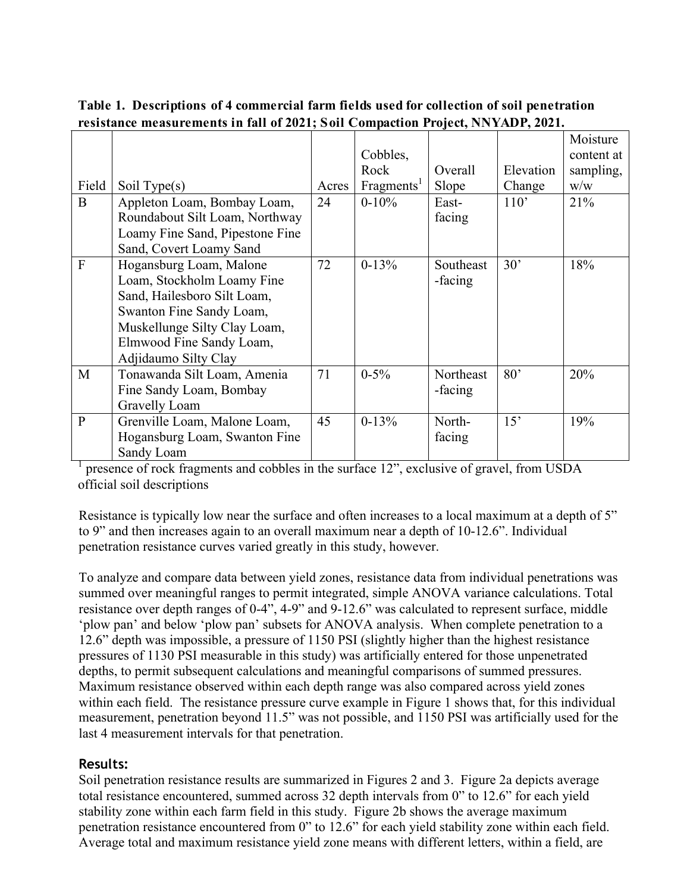**Table 1. Descriptions of 4 commercial farm fields used for collection of soil penetration resistance measurements in fall of 2021; Soil Compaction Project, NNYADP, 2021.**

| Field | Soil Type(s) | Acres | Cobbles, Rock Fragments[1] | Overall Slope | Elevation Change | Moisture content at sampling, w/w |
|---|---|---|---|---|---|---|
| B | Appleton Loam, Bombay Loam, Roundabout Silt Loam, Northway Loamy Fine Sand, Pipestone Fine Sand, Covert Loamy Sand | 24 | 0-10% | East-facing | 110’ | 21% |
| F | Hogansburg Loam, Malone Loam, Stockholm Loamy Fine Sand, Hailesboro Silt Loam, Swanton Fine Sandy Loam, Muskellunge Silty Clay Loam, Elmwood Fine Sandy Loam, Adjidaumo Silty Clay | 72 | 0-13% | Southeast-facing | 30’ | 18% |
| M | Tonawanda Silt Loam, Amenia Fine Sandy Loam, Bombay Gravelly Loam | 71 | 0-5% | Northeast-facing | 80’ | 20% |
| P | Grenville Loam, Malone Loam, Hogansburg Loam, Swanton Fine Sandy Loam | 45 | 0-13% | North-facing | 15’ | 19% |

[1] presence of rock fragments and cobbles in the surface 12”, exclusive of gravel, from USDA official soil descriptions

Resistance is typically low near the surface and often increases to a local maximum at a depth of 5” to 9” and then increases again to an overall maximum near a depth of 10-12.6”. Individual penetration resistance curves varied greatly in this study, however.

To analyze and compare data between yield zones, resistance data from individual penetrations was summed over meaningful ranges to permit integrated, simple ANOVA variance calculations. Total resistance over depth ranges of 0-4”, 4-9” and 9-12.6” was calculated to represent surface, middle ‘plow pan’ and below ‘plow pan’ subsets for ANOVA analysis. When complete penetration to a 12.6” depth was impossible, a pressure of 1150 PSI (slightly higher than the highest resistance pressures of 1130 PSI measurable in this study) was artificially entered for those unpenetrated depths, to permit subsequent calculations and meaningful comparisons of summed pressures. Maximum resistance observed within each depth range was also compared across yield zones within each field. The resistance pressure curve example in Figure 1 shows that, for this individual measurement, penetration beyond 11.5” was not possible, and 1150 PSI was artificially used for the last 4 measurement intervals for that penetration.

## Results:

Soil penetration resistance results are summarized in Figures 2 and 3. Figure 2a depicts average total resistance encountered, summed across 32 depth intervals from 0” to 12.6” for each yield stability zone within each farm field in this study. Figure 2b shows the average maximum penetration resistance encountered from 0” to 12.6” for each yield stability zone within each field. Average total and maximum resistance yield zone means with different letters, within a field, are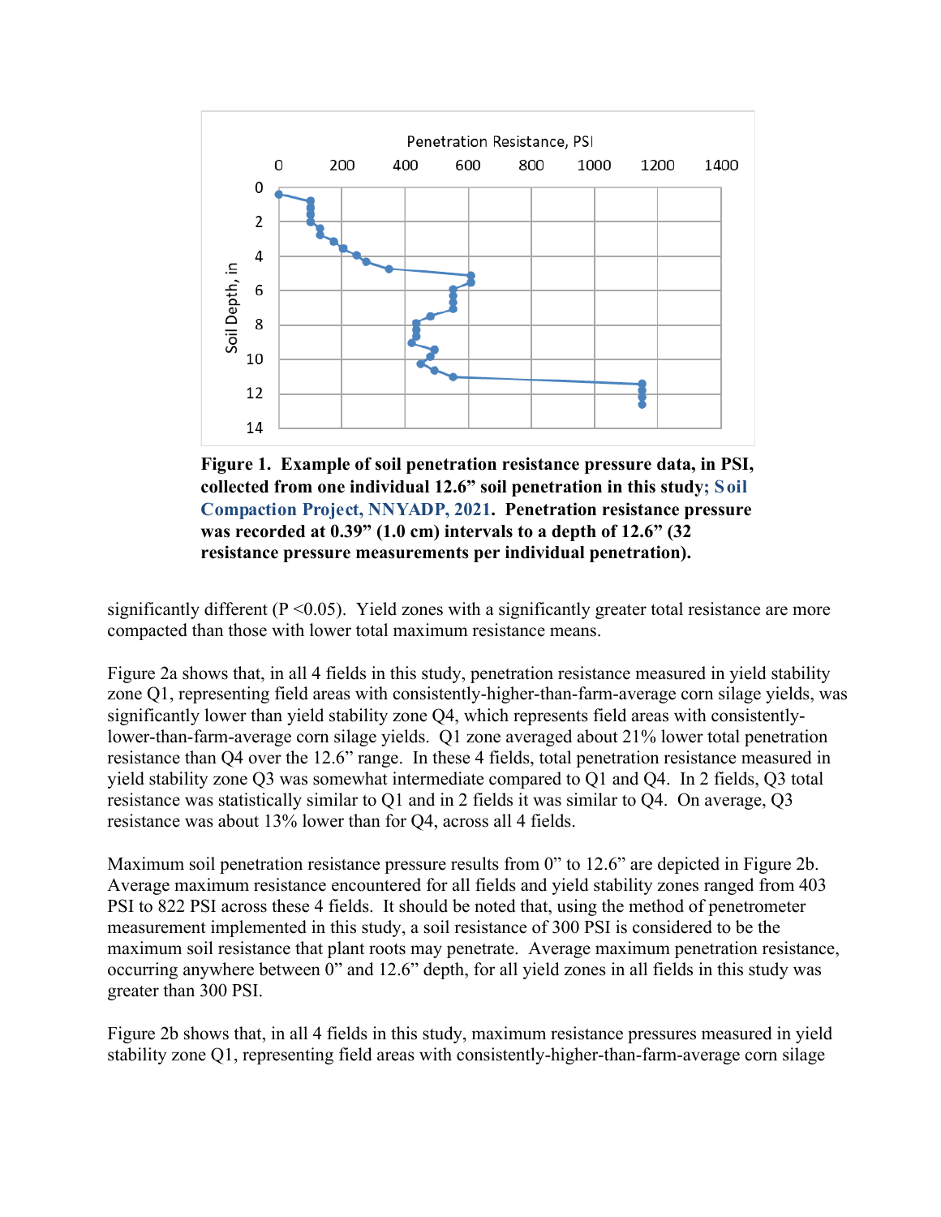Figure 1. Example of soil penetration resistance pressure data, in PSI, collected from one individual 12.6" soil penetration in this study; Soil Compaction Project, NNYADP, 2021. Penetration resistance pressure was recorded at 0.39" (1.0 cm) intervals to a depth of 12.6" (32 resistance pressure measurements per individual penetration).

significantly different (P <0.05). Yield zones with a significantly greater total resistance are more compacted than those with lower total maximum resistance means.

Figure 2a shows that, in all 4 fields in this study, penetration resistance measured in yield stability zone Q1, representing field areas with consistently-higher-than-farm-average corn silage yields, was significantly lower than yield stability zone Q4, which represents field areas with consistently-lower-than-farm-average corn silage yields. Q1 zone averaged about 21% lower total penetration resistance than Q4 over the 12.6" range. In these 4 fields, total penetration resistance measured in yield stability zone Q3 was somewhat intermediate compared to Q1 and Q4. In 2 fields, Q3 total resistance was statistically similar to Q1 and in 2 fields it was similar to Q4. On average, Q3 resistance was about 13% lower than for Q4, across all 4 fields.

Maximum soil penetration resistance pressure results from 0" to 12.6" are depicted in Figure 2b. Average maximum resistance encountered for all fields and yield stability zones ranged from 403 PSI to 822 PSI across these 4 fields. It should be noted that, using the method of penetrometer measurement implemented in this study, a soil resistance of 300 PSI is considered to be the maximum soil resistance that plant roots may penetrate. Average maximum penetration resistance, occurring anywhere between 0" and 12.6" depth, for all yield zones in all fields in this study was greater than 300 PSI.

Figure 2b shows that, in all 4 fields in this study, maximum resistance pressures measured in yield stability zone Q1, representing field areas with consistently-higher-than-farm-average corn silage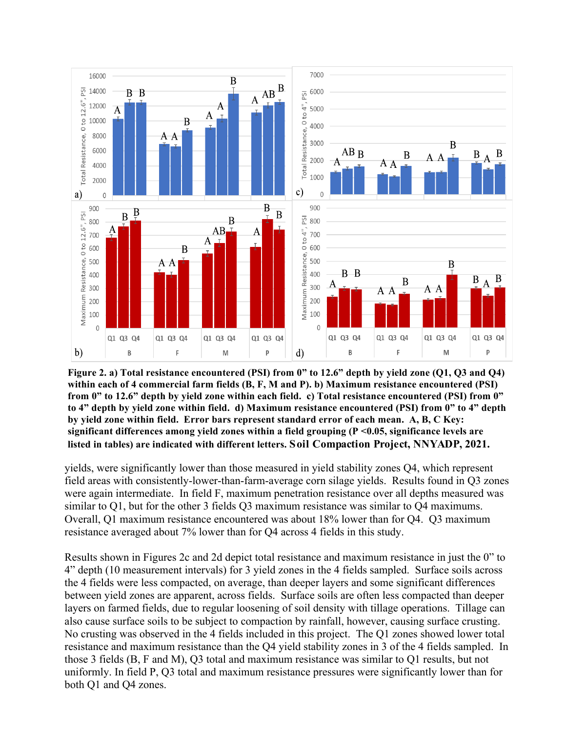**Figure 2. a) Total resistance encountered (PSI) from 0" to 12.6" depth by yield zone (Q1, Q3 and Q4) within each of 4 commercial farm fields (B, F, M and P). b) Maximum resistance encountered (PSI) from 0" to 12.6" depth by yield zone within each field. c) Total resistance encountered (PSI) from 0" to 4" depth by yield zone within field. d) Maximum resistance encountered (PSI) from 0" to 4" depth by yield zone within field. Error bars represent standard error of each mean. A, B, C Key: significant differences among yield zones within a field grouping (P <0.05, significance levels are listed in tables) are indicated with different letters. Soil Compaction Project, NNYADP, 2021.**

yields, were significantly lower than those measured in yield stability zones Q4, which represent field areas with consistently-lower-than-farm-average corn silage yields. Results found in Q3 zones were again intermediate. In field F, maximum penetration resistance over all depths measured was similar to Q1, but for the other 3 fields Q3 maximum resistance was similar to Q4 maximums. Overall, Q1 maximum resistance encountered was about 18% lower than for Q4. Q3 maximum resistance averaged about 7% lower than for Q4 across 4 fields in this study.

Results shown in Figures 2c and 2d depict total resistance and maximum resistance in just the 0" to 4" depth (10 measurement intervals) for 3 yield zones in the 4 fields sampled. Surface soils across the 4 fields were less compacted, on average, than deeper layers and some significant differences between yield zones are apparent, across fields. Surface soils are often less compacted than deeper layers on farmed fields, due to regular loosening of soil density with tillage operations. Tillage can also cause surface soils to be subject to compaction by rainfall, however, causing surface crusting. No crusting was observed in the 4 fields included in this project. The Q1 zones showed lower total resistance and maximum resistance than the Q4 yield stability zones in 3 of the 4 fields sampled. In those 3 fields (B, F and M), Q3 total and maximum resistance was similar to Q1 results, but not uniformly. In field P, Q3 total and maximum resistance pressures were significantly lower than for both Q1 and Q4 zones.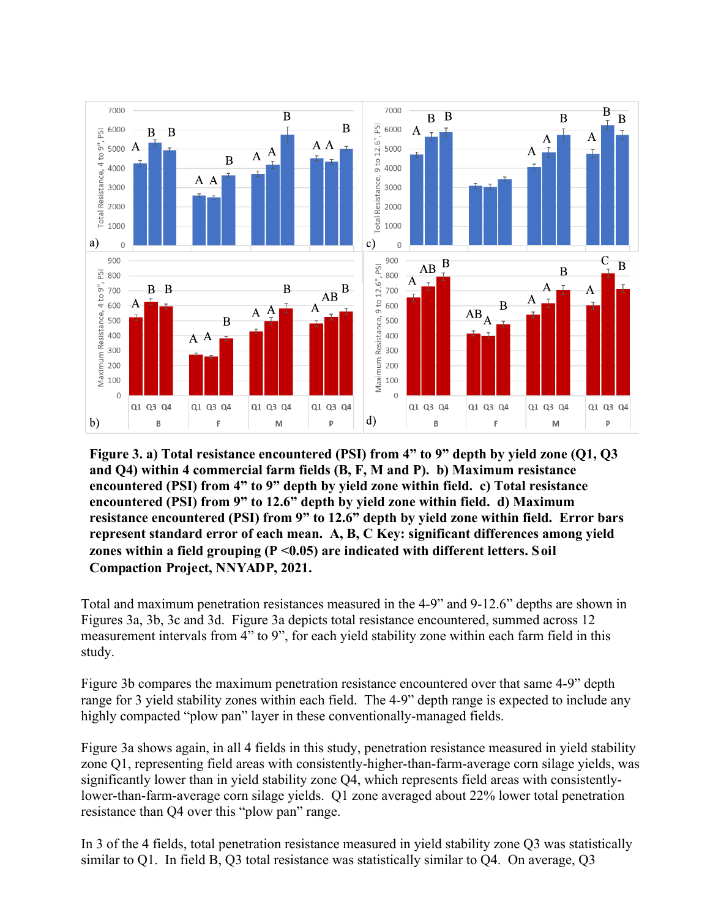**Figure 3. a) Total resistance encountered (PSI) from 4" to 9" depth by yield zone (Q1, Q3 and Q4) within 4 commercial farm fields (B, F, M and P). b) Maximum resistance encountered (PSI) from 4" to 9" depth by yield zone within field. c) Total resistance encountered (PSI) from 9" to 12.6" depth by yield zone within field. d) Maximum resistance encountered (PSI) from 9" to 12.6" depth by yield zone within field. Error bars represent standard error of each mean. A, B, C Key: significant differences among yield zones within a field grouping (P <0.05) are indicated with different letters. Soil Compaction Project, NNYADP, 2021.**

Total and maximum penetration resistances measured in the 4-9" and 9-12.6" depths are shown in Figures 3a, 3b, 3c and 3d. Figure 3a depicts total resistance encountered, summed across 12 measurement intervals from 4" to 9", for each yield stability zone within each farm field in this study.

Figure 3b compares the maximum penetration resistance encountered over that same 4-9" depth range for 3 yield stability zones within each field. The 4-9" depth range is expected to include any highly compacted "plow pan" layer in these conventionally-managed fields.

Figure 3a shows again, in all 4 fields in this study, penetration resistance measured in yield stability zone Q1, representing field areas with consistently-higher-than-farm-average corn silage yields, was significantly lower than in yield stability zone Q4, which represents field areas with consistently-lower-than-farm-average corn silage yields. Q1 zone averaged about 22% lower total penetration resistance than Q4 over this "plow pan" range.

In 3 of the 4 fields, total penetration resistance measured in yield stability zone Q3 was statistically similar to Q1. In field B, Q3 total resistance was statistically similar to Q4. On average, Q3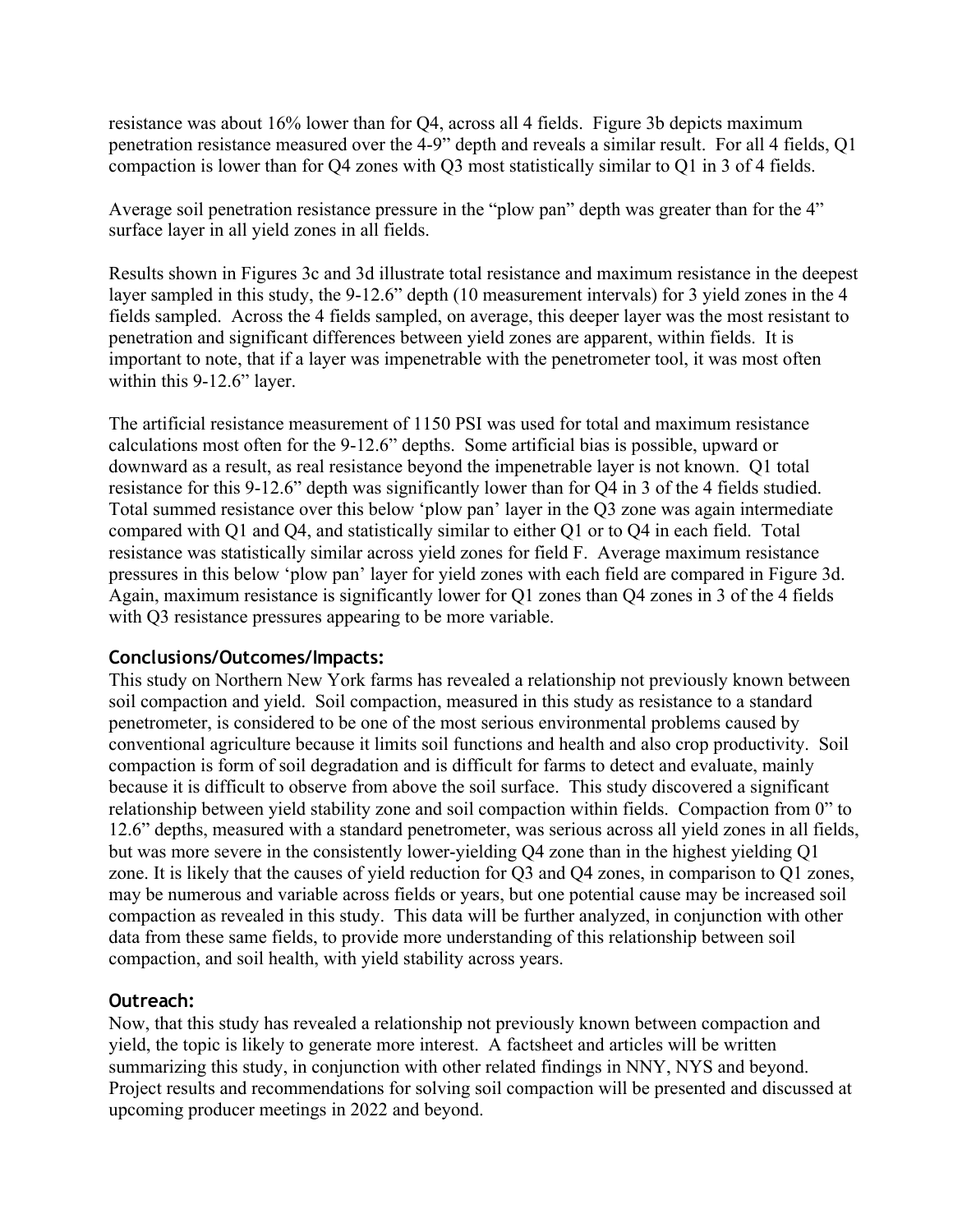resistance was about 16% lower than for Q4, across all 4 fields. Figure 3b depicts maximum penetration resistance measured over the 4-9" depth and reveals a similar result. For all 4 fields, Q1 compaction is lower than for Q4 zones with Q3 most statistically similar to Q1 in 3 of 4 fields.

Average soil penetration resistance pressure in the "plow pan" depth was greater than for the 4" surface layer in all yield zones in all fields.

Results shown in Figures 3c and 3d illustrate total resistance and maximum resistance in the deepest layer sampled in this study, the 9-12.6" depth (10 measurement intervals) for 3 yield zones in the 4 fields sampled. Across the 4 fields sampled, on average, this deeper layer was the most resistant to penetration and significant differences between yield zones are apparent, within fields. It is important to note, that if a layer was impenetrable with the penetrometer tool, it was most often within this 9-12.6" layer.

The artificial resistance measurement of 1150 PSI was used for total and maximum resistance calculations most often for the 9-12.6" depths. Some artificial bias is possible, upward or downward as a result, as real resistance beyond the impenetrable layer is not known. Q1 total resistance for this 9-12.6" depth was significantly lower than for Q4 in 3 of the 4 fields studied. Total summed resistance over this below 'plow pan' layer in the Q3 zone was again intermediate compared with Q1 and Q4, and statistically similar to either Q1 or to Q4 in each field. Total resistance was statistically similar across yield zones for field F. Average maximum resistance pressures in this below 'plow pan' layer for yield zones with each field are compared in Figure 3d. Again, maximum resistance is significantly lower for Q1 zones than Q4 zones in 3 of the 4 fields with Q3 resistance pressures appearing to be more variable.

## Conclusions/Outcomes/Impacts:

This study on Northern New York farms has revealed a relationship not previously known between soil compaction and yield. Soil compaction, measured in this study as resistance to a standard penetrometer, is considered to be one of the most serious environmental problems caused by conventional agriculture because it limits soil functions and health and also crop productivity. Soil compaction is form of soil degradation and is difficult for farms to detect and evaluate, mainly because it is difficult to observe from above the soil surface. This study discovered a significant relationship between yield stability zone and soil compaction within fields. Compaction from 0" to 12.6" depths, measured with a standard penetrometer, was serious across all yield zones in all fields, but was more severe in the consistently lower-yielding Q4 zone than in the highest yielding Q1 zone. It is likely that the causes of yield reduction for Q3 and Q4 zones, in comparison to Q1 zones, may be numerous and variable across fields or years, but one potential cause may be increased soil compaction as revealed in this study. This data will be further analyzed, in conjunction with other data from these same fields, to provide more understanding of this relationship between soil compaction, and soil health, with yield stability across years.

## Outreach:

Now, that this study has revealed a relationship not previously known between compaction and yield, the topic is likely to generate more interest. A factsheet and articles will be written summarizing this study, in conjunction with other related findings in NNY, NYS and beyond. Project results and recommendations for solving soil compaction will be presented and discussed at upcoming producer meetings in 2022 and beyond.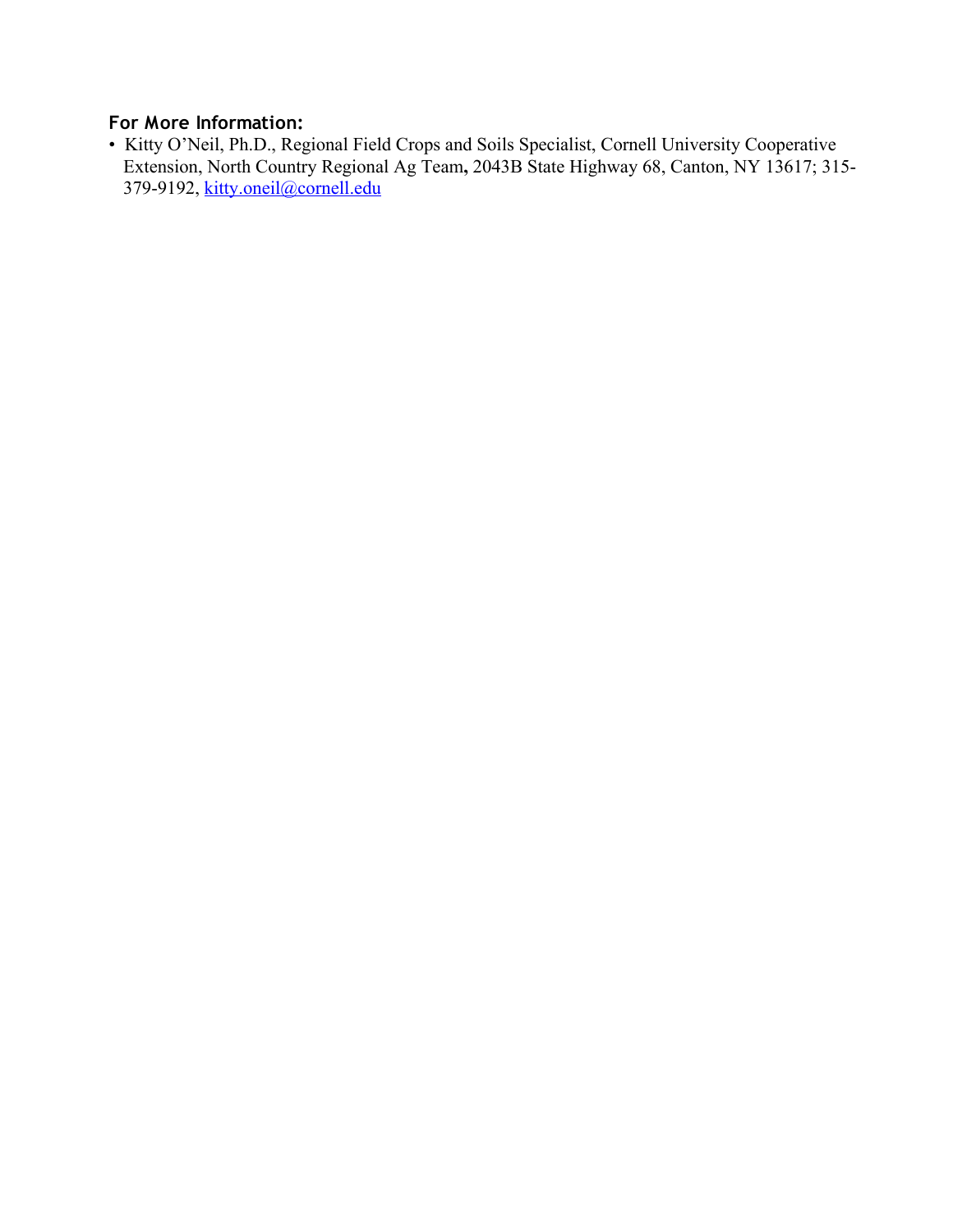**For More Information:**

- Kitty O'Neil, Ph.D., Regional Field Crops and Soils Specialist, Cornell University Cooperative Extension, North Country Regional Ag Team**,** 2043B State Highway 68, Canton, NY 13617; 315-379-9192, kitty.oneil@cornell.edu